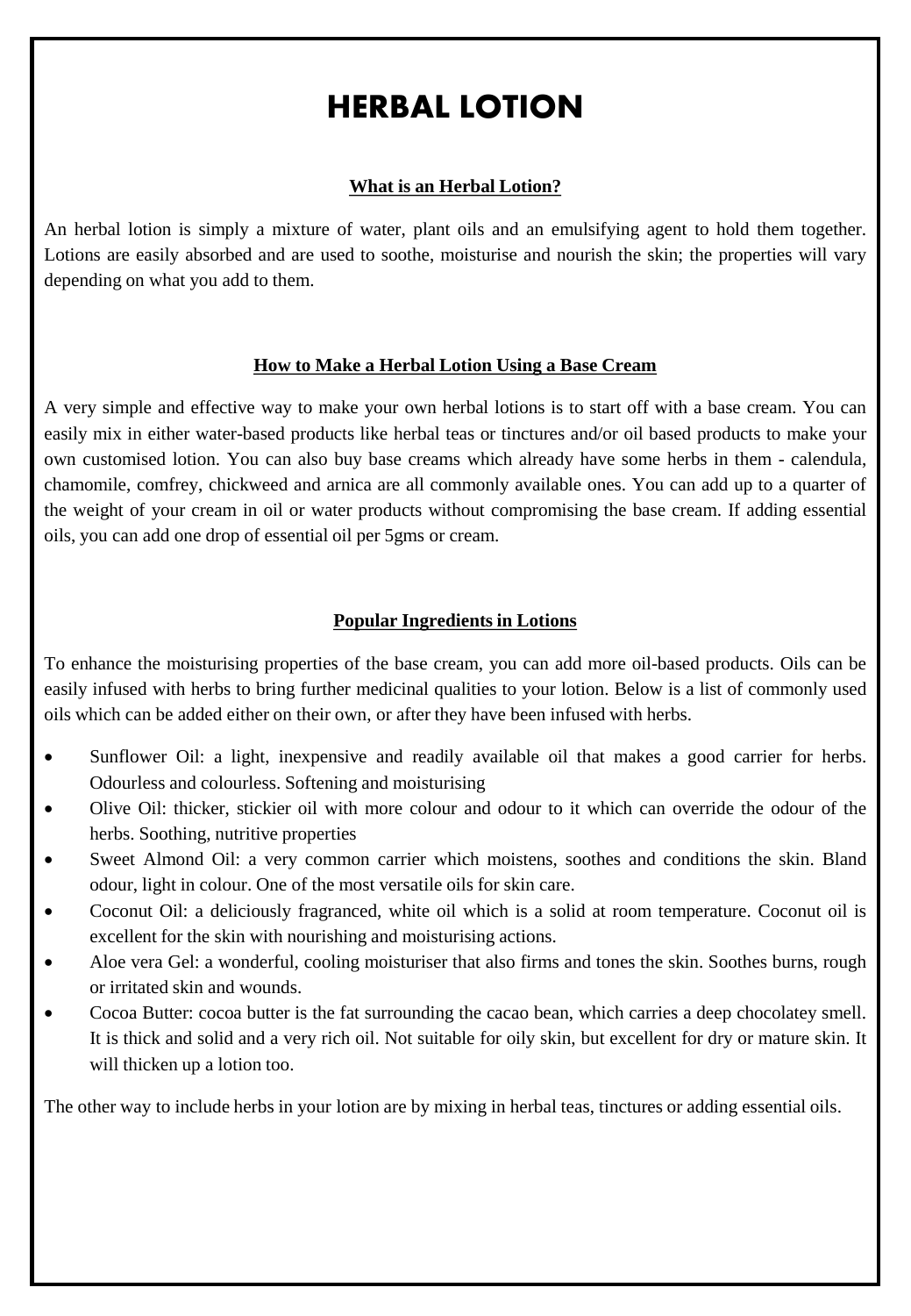# HERBAL LOTION

## What is an Herbal Lotion?

An herbal lotion is simply a mixture of water, plant oils and an emulsifying agent to hold them together. Lotions are easily absorbed and are used to soothe, moisturise and nourish the skin; the properties will vary depending on what you add to them.

## How to Make a Herbal Lotion Using a Base Cream

A very simple and effective way to make your own herbal lotions is to start off with a base cream. You can easily mix in either water-based products like herbal teas or tinctures and/or oil based products to make your own customised lotion. You can also buy base creams which already have some herbs in them - calendula, chamomile, comfrey, chickweed and arnica are all commonly available ones. You can add up to a quarter of the weight of your cream in oil or water products without compromising the base cream. If adding essential oils, you can add one drop of essential oil per 5gms or cream.

## Popular Ingredients in Lotions

To enhance the moisturising properties of the base cream, you can add more oil-based products. Oils can be easily infused with herbs to bring further medicinal qualities to your lotion. Below is a list of commonly used oils which can be added either on their own, or after they have been infused with herbs.

- Sunflower Oil: a light, inexpensive and readily available oil that makes a good carrier for herbs. Odourless and colourless. Softening and moisturising
- Olive Oil: thicker, stickier oil with more colour and odour to it which can override the odour of the herbs. Soothing, nutritive properties
- Sweet Almond Oil: a very common carrier which moistens, soothes and conditions the skin. Bland odour, light in colour. One of the most versatile oils for skin care.
- Coconut Oil: a deliciously fragranced, white oil which is a solid at room temperature. Coconut oil is excellent for the skin with nourishing and moisturising actions.
- Aloe vera Gel: a wonderful, cooling moisturiser that also firms and tones the skin. Soothes burns, rough or irritated skin and wounds.
- Cocoa Butter: cocoa butter is the fat surrounding the cacao bean, which carries a deep chocolatey smell. It is thick and solid and a very rich oil. Not suitable for oily skin, but excellent for dry or mature skin. It will thicken up a lotion too.

The other way to include herbs in your lotion are by mixing in herbal teas, tinctures or adding essential oils.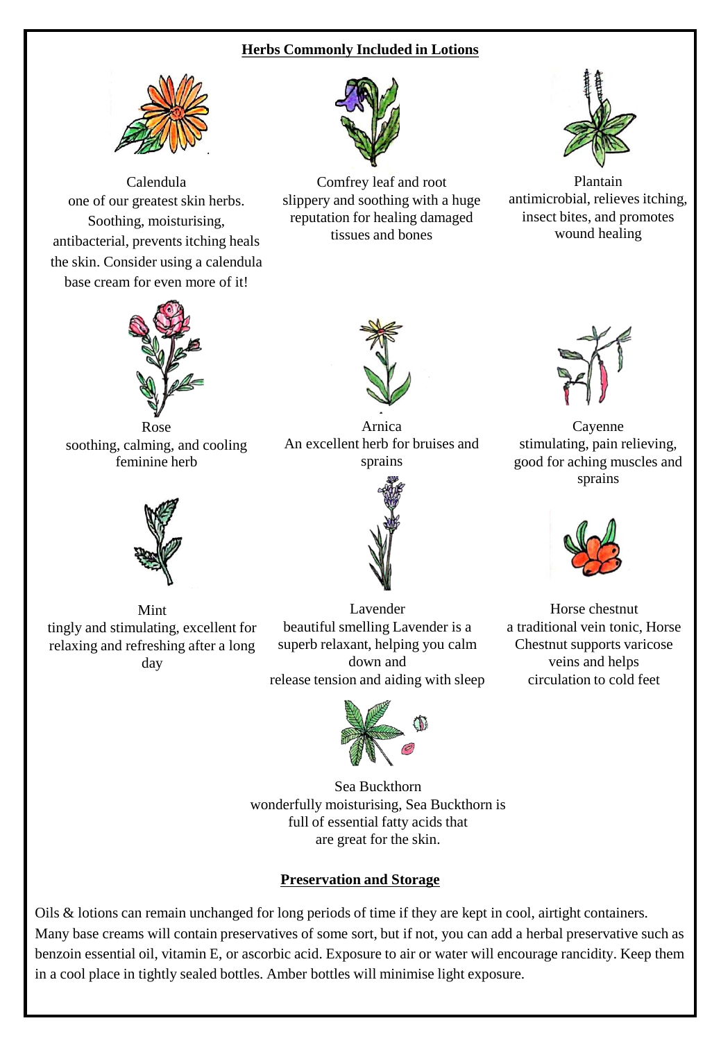## Herbs Commonly Included in Lotions

**Calendula**
one of our greatest skin herbs. Soothing, moisturising, antibacterial, prevents itching heals the skin. Consider using a calendula base cream for even more of it!

**Comfrey leaf and root**
slippery and soothing with a huge reputation for healing damaged tissues and bones

**Plantain**
antimicrobial, relieves itching, insect bites, and promotes wound healing

**Rose**
soothing, calming, and cooling feminine herb

**Arnica**
An excellent herb for bruises and sprains

**Cayenne**
stimulating, pain relieving, good for aching muscles and sprains

**Mint**
tingly and stimulating, excellent for relaxing and refreshing after a long day

**Lavender**
beautiful smelling Lavender is a superb relaxant, helping you calm down and release tension and aiding with sleep

**Horse chestnut**
a traditional vein tonic, Horse Chestnut supports varicose veins and helps circulation to cold feet

**Sea Buckthorn**
wonderfully moisturising, Sea Buckthorn is full of essential fatty acids that are great for the skin.

## Preservation and Storage

Oils & lotions can remain unchanged for long periods of time if they are kept in cool, airtight containers. Many base creams will contain preservatives of some sort, but if not, you can add a herbal preservative such as benzoin essential oil, vitamin E, or ascorbic acid. Exposure to air or water will encourage rancidity. Keep them in a cool place in tightly sealed bottles. Amber bottles will minimise light exposure.